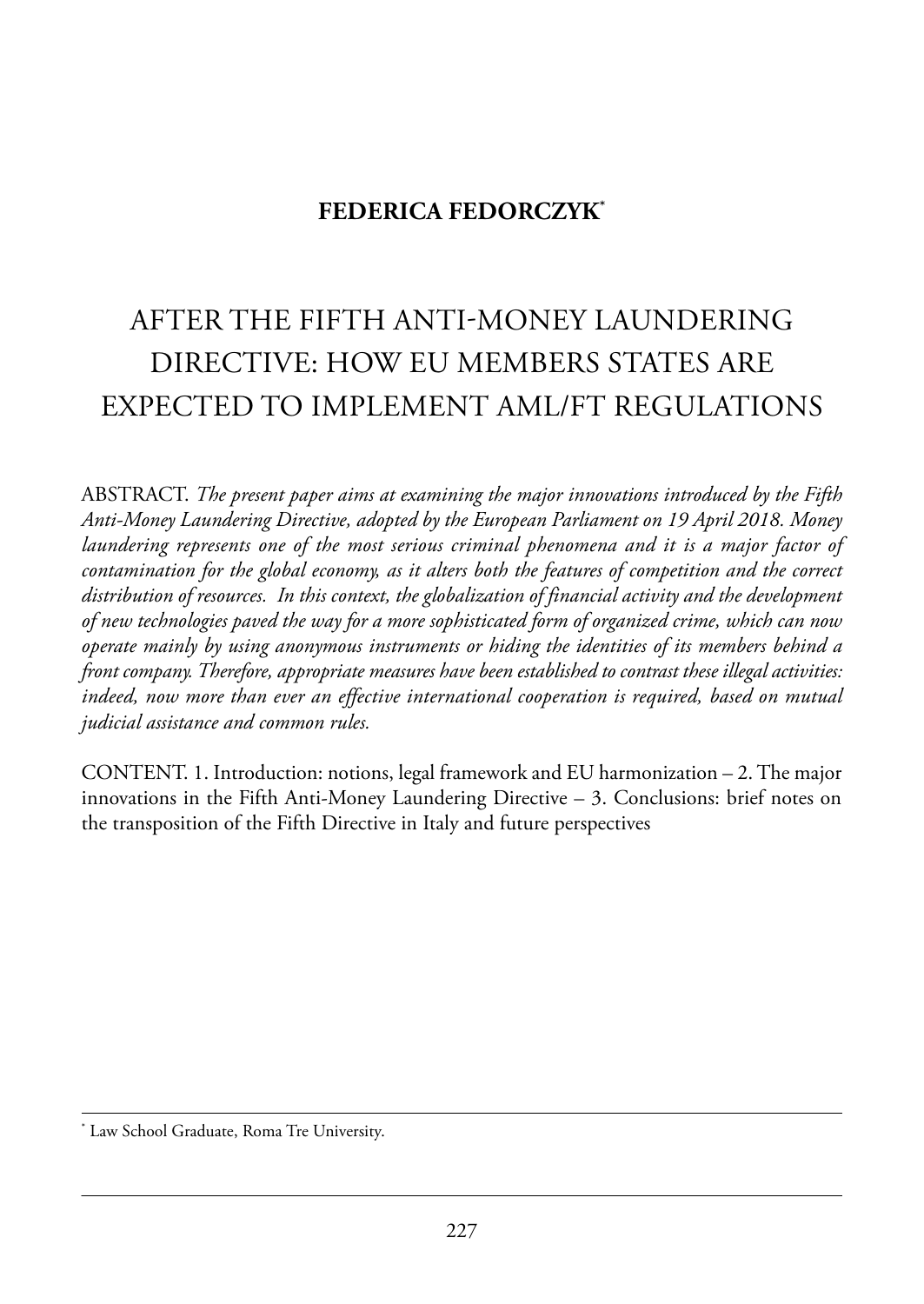**FEDERICA FEDORCZYK**[*]

# AFTER THE FIFTH ANTI-MONEY LAUNDERING DIRECTIVE: HOW EU MEMBERS STATES ARE EXPECTED TO IMPLEMENT AML/FT REGULATIONS

ABSTRACT. *The present paper aims at examining the major innovations introduced by the Fifth Anti-Money Laundering Directive, adopted by the European Parliament on 19 April 2018. Money laundering represents one of the most serious criminal phenomena and it is a major factor of contamination for the global economy, as it alters both the features of competition and the correct distribution of resources. In this context, the globalization of financial activity and the development of new technologies paved the way for a more sophisticated form of organized crime, which can now operate mainly by using anonymous instruments or hiding the identities of its members behind a front company. Therefore, appropriate measures have been established to contrast these illegal activities: indeed, now more than ever an effective international cooperation is required, based on mutual judicial assistance and common rules.*

CONTENT. 1. Introduction: notions, legal framework and EU harmonization – 2. The major innovations in the Fifth Anti-Money Laundering Directive – 3. Conclusions: brief notes on the transposition of the Fifth Directive in Italy and future perspectives

---

[*] Law School Graduate, Roma Tre University.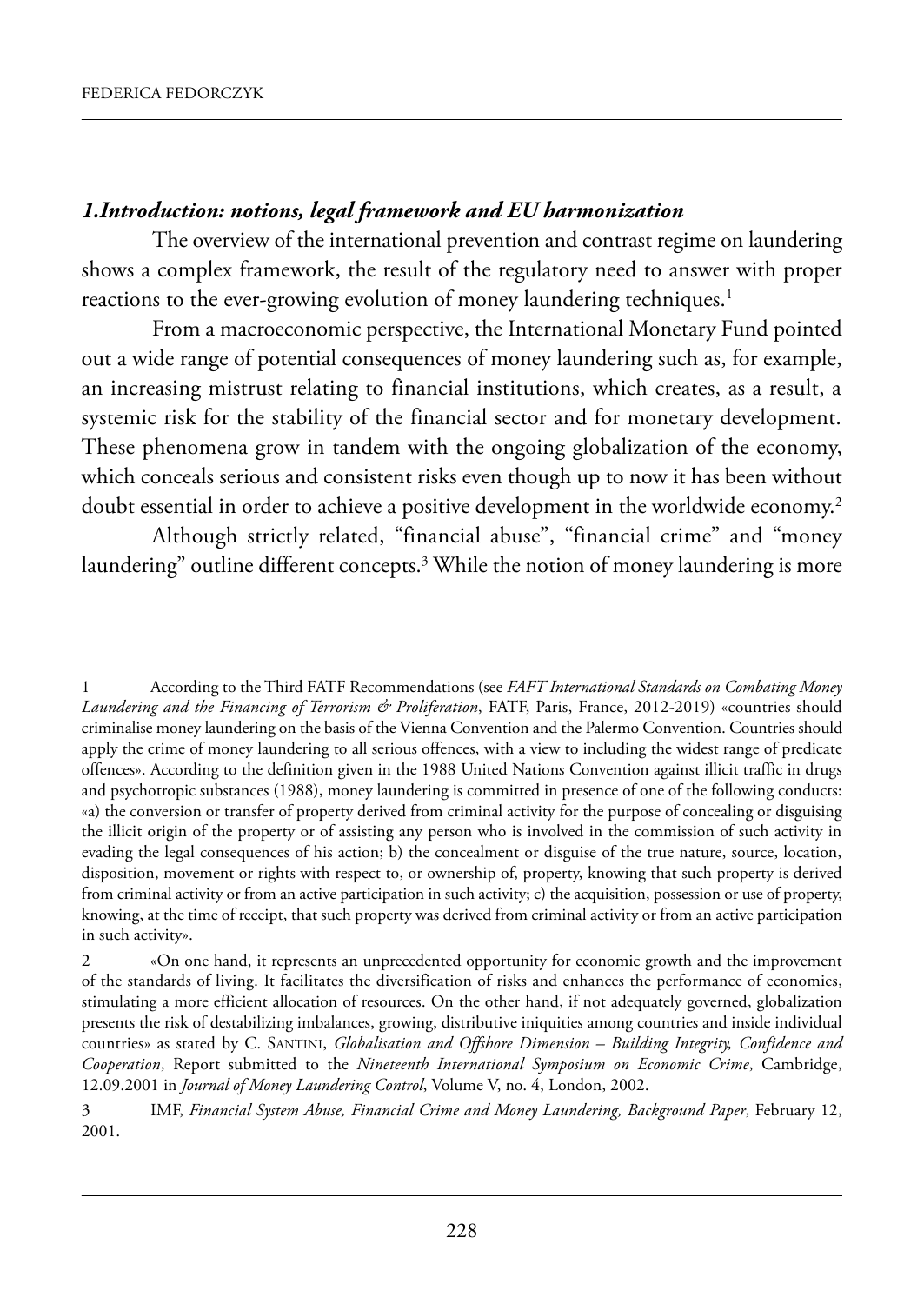## *1.Introduction: notions, legal framework and EU harmonization*

The overview of the international prevention and contrast regime on laundering shows a complex framework, the result of the regulatory need to answer with proper reactions to the ever-growing evolution of money laundering techniques.[1]

From a macroeconomic perspective, the International Monetary Fund pointed out a wide range of potential consequences of money laundering such as, for example, an increasing mistrust relating to financial institutions, which creates, as a result, a systemic risk for the stability of the financial sector and for monetary development. These phenomena grow in tandem with the ongoing globalization of the economy, which conceals serious and consistent risks even though up to now it has been without doubt essential in order to achieve a positive development in the worldwide economy.[2]

Although strictly related, "financial abuse", "financial crime" and "money laundering" outline different concepts.[3] While the notion of money laundering is more

---

1 According to the Third FATF Recommendations (see *FAFT International Standards on Combating Money Laundering and the Financing of Terrorism & Proliferation*, FATF, Paris, France, 2012-2019) «countries should criminalise money laundering on the basis of the Vienna Convention and the Palermo Convention. Countries should apply the crime of money laundering to all serious offences, with a view to including the widest range of predicate offences». According to the definition given in the 1988 United Nations Convention against illicit traffic in drugs and psychotropic substances (1988), money laundering is committed in presence of one of the following conducts: «a) the conversion or transfer of property derived from criminal activity for the purpose of concealing or disguising the illicit origin of the property or of assisting any person who is involved in the commission of such activity in evading the legal consequences of his action; b) the concealment or disguise of the true nature, source, location, disposition, movement or rights with respect to, or ownership of, property, knowing that such property is derived from criminal activity or from an active participation in such activity; c) the acquisition, possession or use of property, knowing, at the time of receipt, that such property was derived from criminal activity or from an active participation in such activity».

2 «On one hand, it represents an unprecedented opportunity for economic growth and the improvement of the standards of living. It facilitates the diversification of risks and enhances the performance of economies, stimulating a more efficient allocation of resources. On the other hand, if not adequately governed, globalization presents the risk of destabilizing imbalances, growing, distributive iniquities among countries and inside individual countries» as stated by C. SANTINI, *Globalisation and Offshore Dimension – Building Integrity, Confidence and Cooperation*, Report submitted to the *Nineteenth International Symposium on Economic Crime*, Cambridge, 12.09.2001 in *Journal of Money Laundering Control*, Volume V, no. 4, London, 2002.

3 IMF, *Financial System Abuse, Financial Crime and Money Laundering, Background Paper*, February 12, 2001.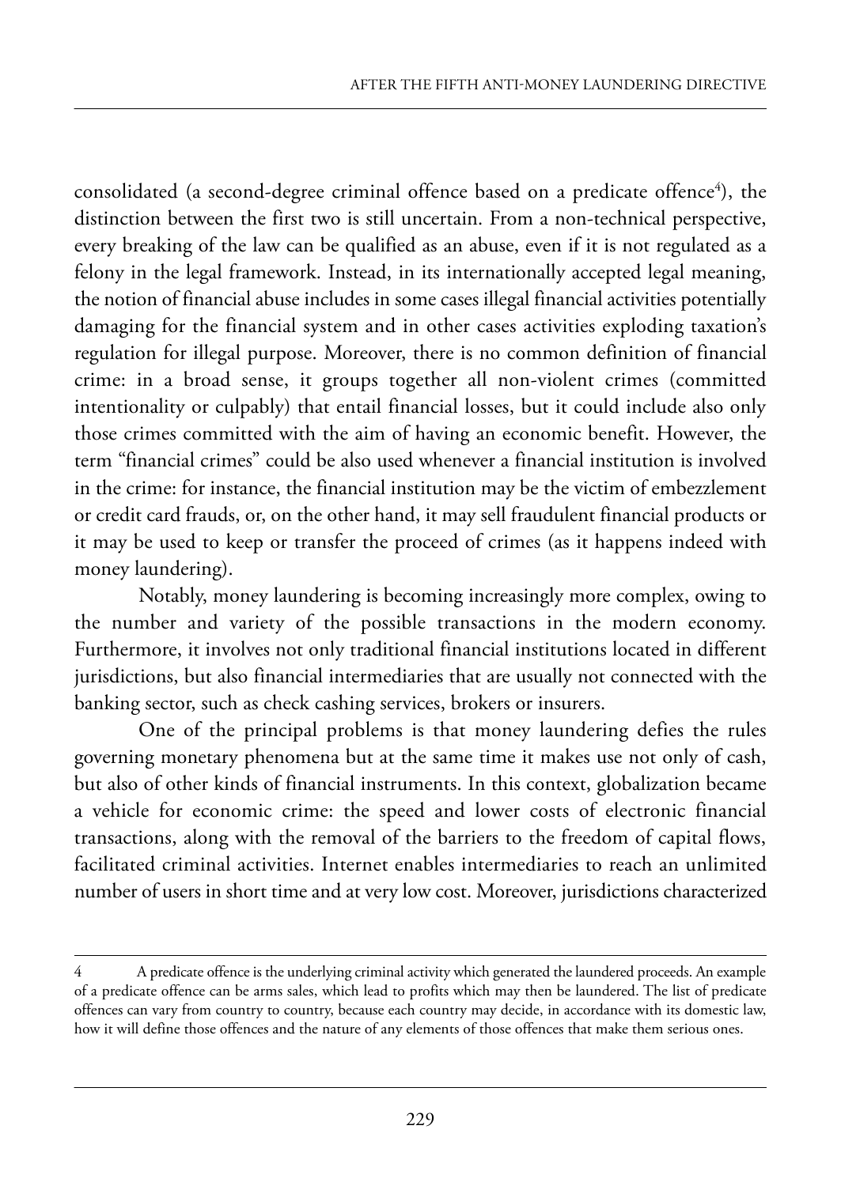consolidated (a second-degree criminal offence based on a predicate offence[4]), the distinction between the first two is still uncertain. From a non-technical perspective, every breaking of the law can be qualified as an abuse, even if it is not regulated as a felony in the legal framework. Instead, in its internationally accepted legal meaning, the notion of financial abuse includes in some cases illegal financial activities potentially damaging for the financial system and in other cases activities exploding taxation's regulation for illegal purpose. Moreover, there is no common definition of financial crime: in a broad sense, it groups together all non-violent crimes (committed intentionality or culpably) that entail financial losses, but it could include also only those crimes committed with the aim of having an economic benefit. However, the term "financial crimes" could be also used whenever a financial institution is involved in the crime: for instance, the financial institution may be the victim of embezzlement or credit card frauds, or, on the other hand, it may sell fraudulent financial products or it may be used to keep or transfer the proceed of crimes (as it happens indeed with money laundering).

Notably, money laundering is becoming increasingly more complex, owing to the number and variety of the possible transactions in the modern economy. Furthermore, it involves not only traditional financial institutions located in different jurisdictions, but also financial intermediaries that are usually not connected with the banking sector, such as check cashing services, brokers or insurers.

One of the principal problems is that money laundering defies the rules governing monetary phenomena but at the same time it makes use not only of cash, but also of other kinds of financial instruments. In this context, globalization became a vehicle for economic crime: the speed and lower costs of electronic financial transactions, along with the removal of the barriers to the freedom of capital flows, facilitated criminal activities. Internet enables intermediaries to reach an unlimited number of users in short time and at very low cost. Moreover, jurisdictions characterized

---

4 A predicate offence is the underlying criminal activity which generated the laundered proceeds. An example of a predicate offence can be arms sales, which lead to profits which may then be laundered. The list of predicate offences can vary from country to country, because each country may decide, in accordance with its domestic law, how it will define those offences and the nature of any elements of those offences that make them serious ones.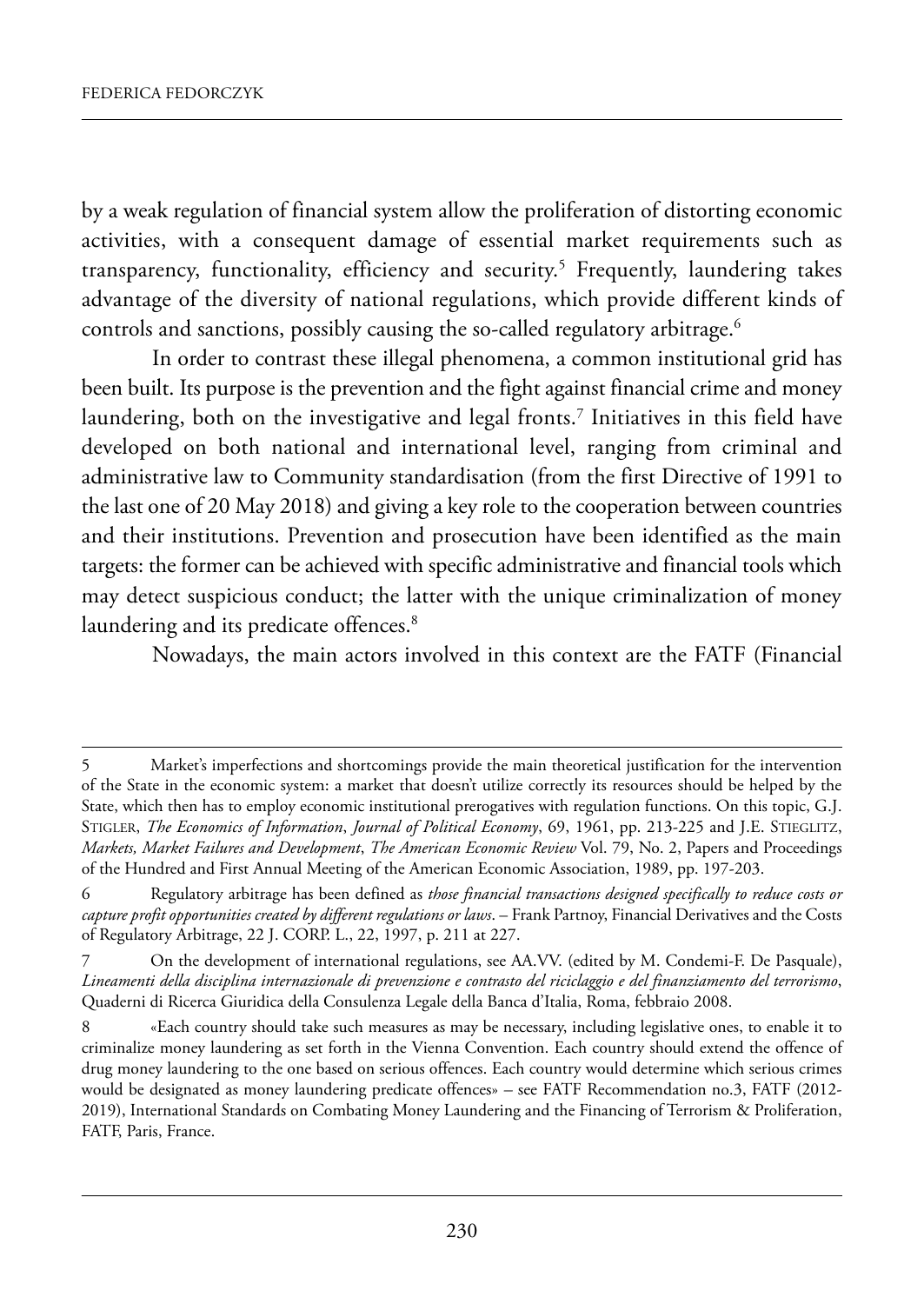by a weak regulation of financial system allow the proliferation of distorting economic activities, with a consequent damage of essential market requirements such as transparency, functionality, efficiency and security.[5] Frequently, laundering takes advantage of the diversity of national regulations, which provide different kinds of controls and sanctions, possibly causing the so-called regulatory arbitrage.[6]

In order to contrast these illegal phenomena, a common institutional grid has been built. Its purpose is the prevention and the fight against financial crime and money laundering, both on the investigative and legal fronts.[7] Initiatives in this field have developed on both national and international level, ranging from criminal and administrative law to Community standardisation (from the first Directive of 1991 to the last one of 20 May 2018) and giving a key role to the cooperation between countries and their institutions. Prevention and prosecution have been identified as the main targets: the former can be achieved with specific administrative and financial tools which may detect suspicious conduct; the latter with the unique criminalization of money laundering and its predicate offences.[8]

Nowadays, the main actors involved in this context are the FATF (Financial

---

5 Market's imperfections and shortcomings provide the main theoretical justification for the intervention of the State in the economic system: a market that doesn't utilize correctly its resources should be helped by the State, which then has to employ economic institutional prerogatives with regulation functions. On this topic, G.J. Stigler, *The Economics of Information*, *Journal of Political Economy*, 69, 1961, pp. 213-225 and J.E. Stieglitz, *Markets, Market Failures and Development*, *The American Economic Review* Vol. 79, No. 2, Papers and Proceedings of the Hundred and First Annual Meeting of the American Economic Association, 1989, pp. 197-203.

6 Regulatory arbitrage has been defined as *those financial transactions designed specifically to reduce costs or capture profit opportunities created by different regulations or laws*. – Frank Partnoy, Financial Derivatives and the Costs of Regulatory Arbitrage, 22 J. CORP. L., 22, 1997, p. 211 at 227.

7 On the development of international regulations, see AA.VV. (edited by M. Condemi-F. De Pasquale), *Lineamenti della disciplina internazionale di prevenzione e contrasto del riciclaggio e del finanziamento del terrorismo*, Quaderni di Ricerca Giuridica della Consulenza Legale della Banca d'Italia, Roma, febbraio 2008.

8 «Each country should take such measures as may be necessary, including legislative ones, to enable it to criminalize money laundering as set forth in the Vienna Convention. Each country should extend the offence of drug money laundering to the one based on serious offences. Each country would determine which serious crimes would be designated as money laundering predicate offences» – see FATF Recommendation no.3, FATF (2012-2019), International Standards on Combating Money Laundering and the Financing of Terrorism & Proliferation, FATF, Paris, France.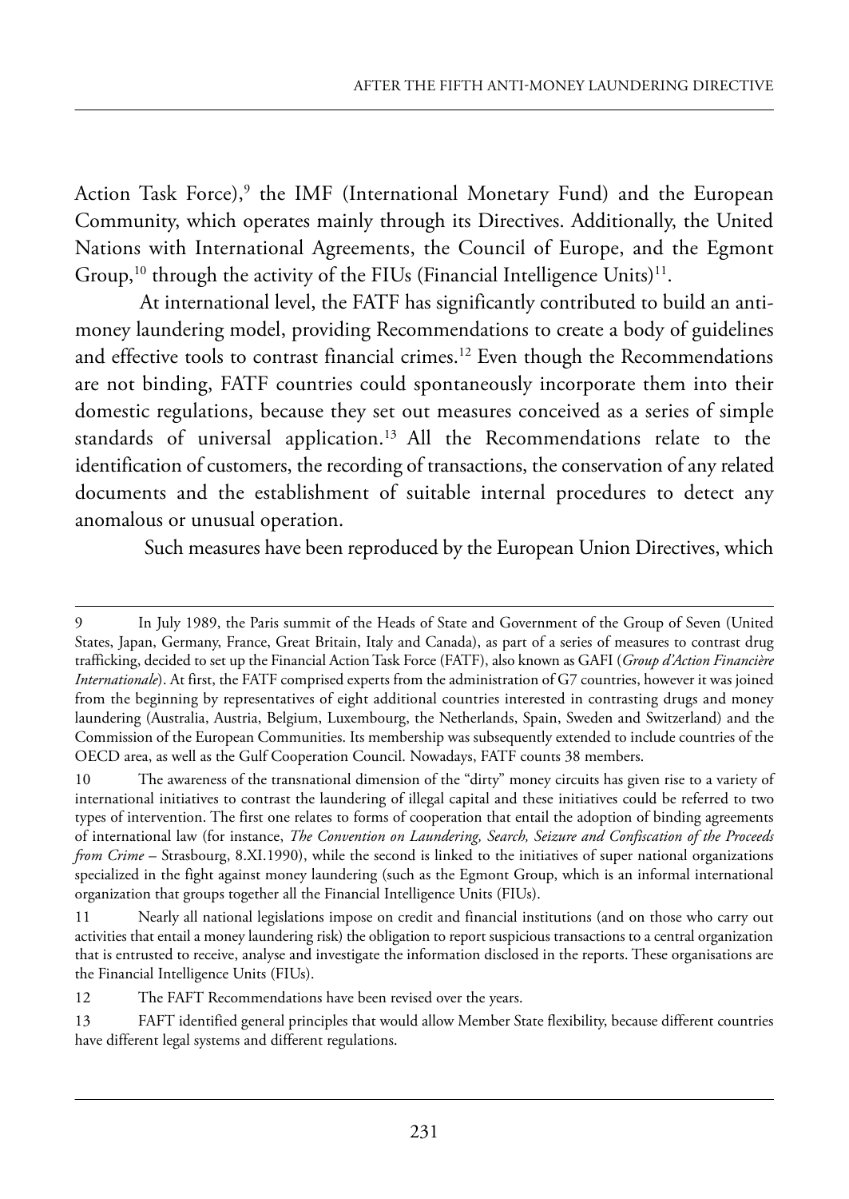Action Task Force),[9] the IMF (International Monetary Fund) and the European Community, which operates mainly through its Directives. Additionally, the United Nations with International Agreements, the Council of Europe, and the Egmont Group,[10] through the activity of the FIUs (Financial Intelligence Units)[11].

At international level, the FATF has significantly contributed to build an anti-money laundering model, providing Recommendations to create a body of guidelines and effective tools to contrast financial crimes.[12] Even though the Recommendations are not binding, FATF countries could spontaneously incorporate them into their domestic regulations, because they set out measures conceived as a series of simple standards of universal application.[13] All the Recommendations relate to the identification of customers, the recording of transactions, the conservation of any related documents and the establishment of suitable internal procedures to detect any anomalous or unusual operation.

Such measures have been reproduced by the European Union Directives, which

---

9 In July 1989, the Paris summit of the Heads of State and Government of the Group of Seven (United States, Japan, Germany, France, Great Britain, Italy and Canada), as part of a series of measures to contrast drug trafficking, decided to set up the Financial Action Task Force (FATF), also known as GAFI (*Group d'Action Financière Internationale*). At first, the FATF comprised experts from the administration of G7 countries, however it was joined from the beginning by representatives of eight additional countries interested in contrasting drugs and money laundering (Australia, Austria, Belgium, Luxembourg, the Netherlands, Spain, Sweden and Switzerland) and the Commission of the European Communities. Its membership was subsequently extended to include countries of the OECD area, as well as the Gulf Cooperation Council. Nowadays, FATF counts 38 members.

10 The awareness of the transnational dimension of the "dirty" money circuits has given rise to a variety of international initiatives to contrast the laundering of illegal capital and these initiatives could be referred to two types of intervention. The first one relates to forms of cooperation that entail the adoption of binding agreements of international law (for instance, *The Convention on Laundering, Search, Seizure and Confiscation of the Proceeds from Crime* – Strasbourg, 8.XI.1990), while the second is linked to the initiatives of super national organizations specialized in the fight against money laundering (such as the Egmont Group, which is an informal international organization that groups together all the Financial Intelligence Units (FIUs).

11 Nearly all national legislations impose on credit and financial institutions (and on those who carry out activities that entail a money laundering risk) the obligation to report suspicious transactions to a central organization that is entrusted to receive, analyse and investigate the information disclosed in the reports. These organisations are the Financial Intelligence Units (FIUs).

12 The FAFT Recommendations have been revised over the years.

13 FAFT identified general principles that would allow Member State flexibility, because different countries have different legal systems and different regulations.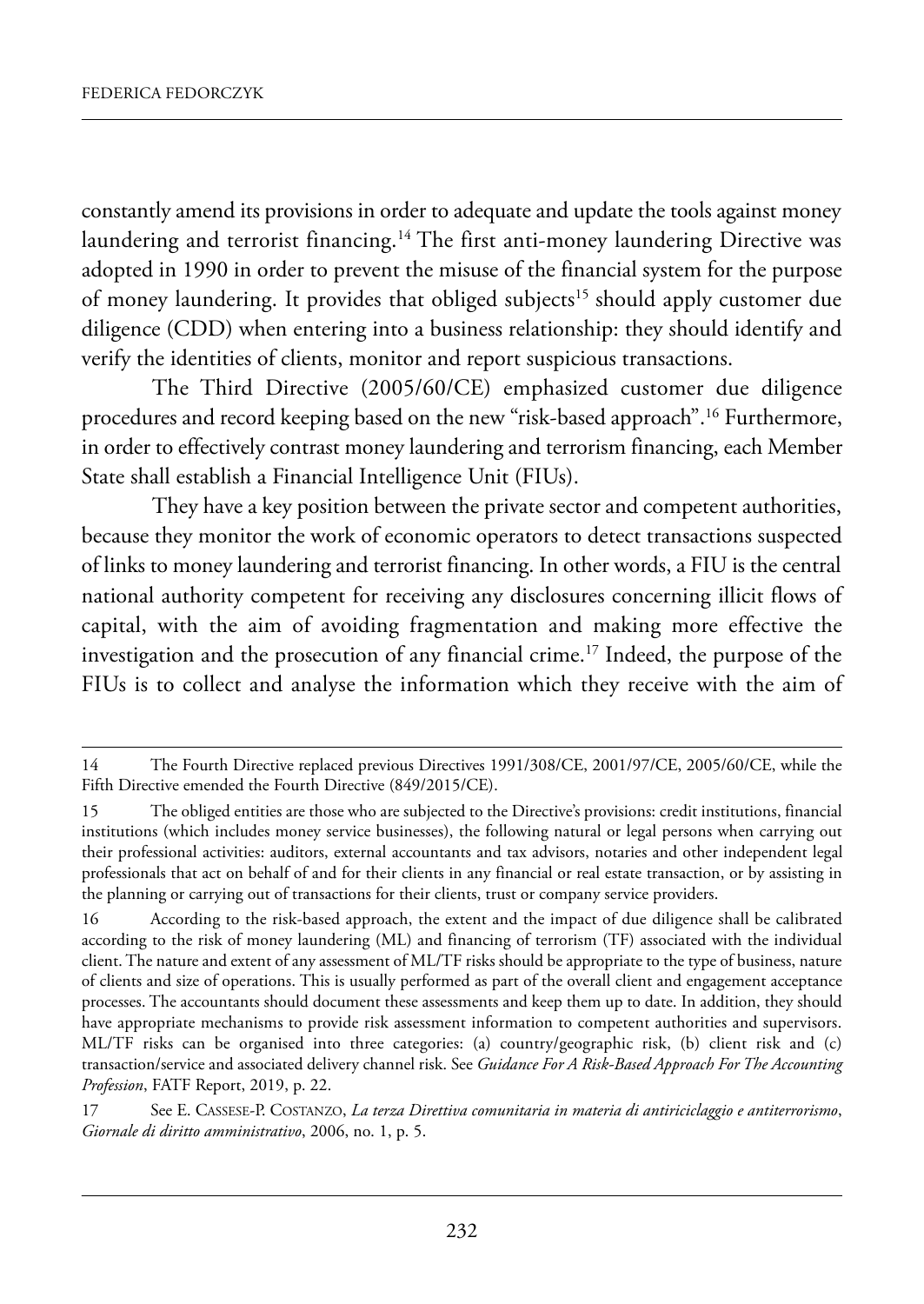constantly amend its provisions in order to adequate and update the tools against money laundering and terrorist financing.[14] The first anti-money laundering Directive was adopted in 1990 in order to prevent the misuse of the financial system for the purpose of money laundering. It provides that obliged subjects[15] should apply customer due diligence (CDD) when entering into a business relationship: they should identify and verify the identities of clients, monitor and report suspicious transactions.

The Third Directive (2005/60/CE) emphasized customer due diligence procedures and record keeping based on the new "risk-based approach".[16] Furthermore, in order to effectively contrast money laundering and terrorism financing, each Member State shall establish a Financial Intelligence Unit (FIUs).

They have a key position between the private sector and competent authorities, because they monitor the work of economic operators to detect transactions suspected of links to money laundering and terrorist financing. In other words, a FIU is the central national authority competent for receiving any disclosures concerning illicit flows of capital, with the aim of avoiding fragmentation and making more effective the investigation and the prosecution of any financial crime.[17] Indeed, the purpose of the FIUs is to collect and analyse the information which they receive with the aim of

---

14 The Fourth Directive replaced previous Directives 1991/308/CE, 2001/97/CE, 2005/60/CE, while the Fifth Directive emended the Fourth Directive (849/2015/CE).

15 The obliged entities are those who are subjected to the Directive's provisions: credit institutions, financial institutions (which includes money service businesses), the following natural or legal persons when carrying out their professional activities: auditors, external accountants and tax advisors, notaries and other independent legal professionals that act on behalf of and for their clients in any financial or real estate transaction, or by assisting in the planning or carrying out of transactions for their clients, trust or company service providers.

16 According to the risk-based approach, the extent and the impact of due diligence shall be calibrated according to the risk of money laundering (ML) and financing of terrorism (TF) associated with the individual client. The nature and extent of any assessment of ML/TF risks should be appropriate to the type of business, nature of clients and size of operations. This is usually performed as part of the overall client and engagement acceptance processes. The accountants should document these assessments and keep them up to date. In addition, they should have appropriate mechanisms to provide risk assessment information to competent authorities and supervisors. ML/TF risks can be organised into three categories: (a) country/geographic risk, (b) client risk and (c) transaction/service and associated delivery channel risk. See *Guidance For A Risk-Based Approach For The Accounting Profession*, FATF Report, 2019, p. 22.

17 See E. Cassese-P. Costanzo, *La terza Direttiva comunitaria in materia di antiriciclaggio e antiterrorismo*, *Giornale di diritto amministrativo*, 2006, no. 1, p. 5.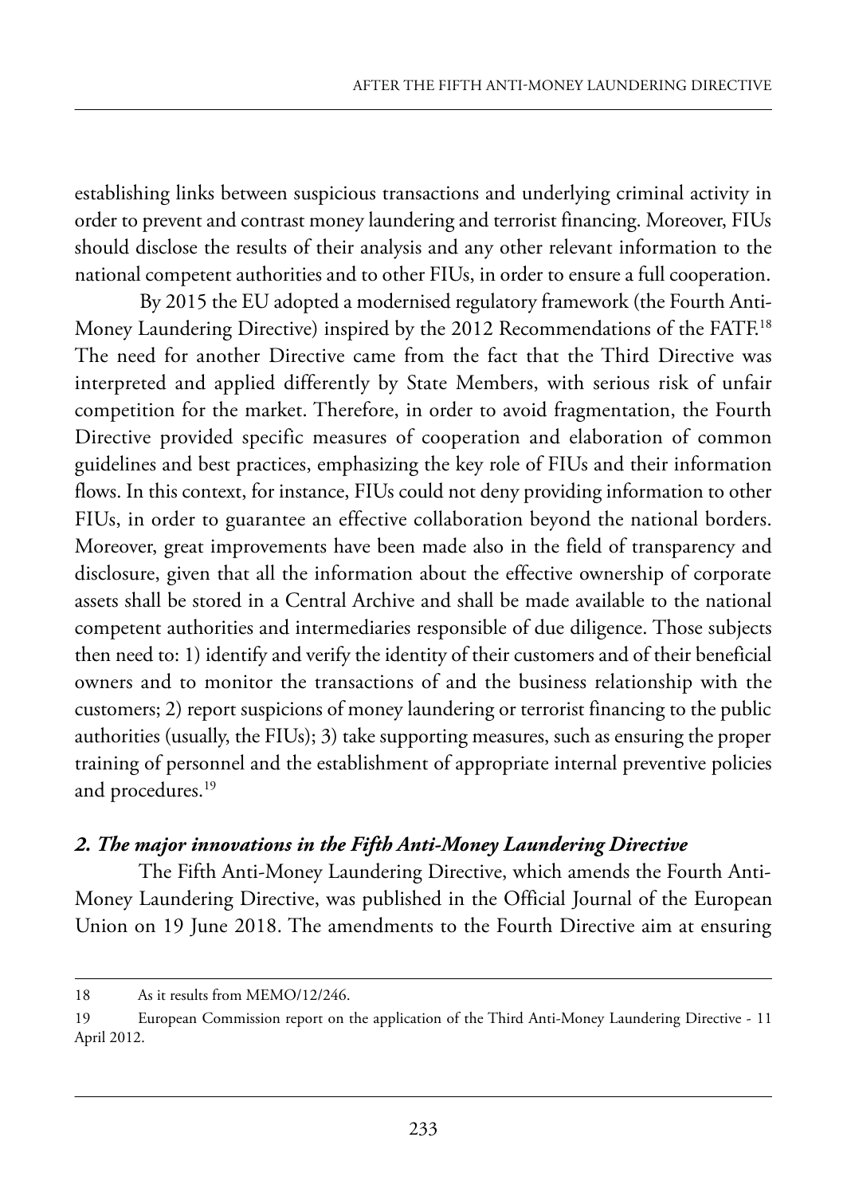establishing links between suspicious transactions and underlying criminal activity in order to prevent and contrast money laundering and terrorist financing. Moreover, FIUs should disclose the results of their analysis and any other relevant information to the national competent authorities and to other FIUs, in order to ensure a full cooperation.

By 2015 the EU adopted a modernised regulatory framework (the Fourth Anti-Money Laundering Directive) inspired by the 2012 Recommendations of the FATF.[18] The need for another Directive came from the fact that the Third Directive was interpreted and applied differently by State Members, with serious risk of unfair competition for the market. Therefore, in order to avoid fragmentation, the Fourth Directive provided specific measures of cooperation and elaboration of common guidelines and best practices, emphasizing the key role of FIUs and their information flows. In this context, for instance, FIUs could not deny providing information to other FIUs, in order to guarantee an effective collaboration beyond the national borders. Moreover, great improvements have been made also in the field of transparency and disclosure, given that all the information about the effective ownership of corporate assets shall be stored in a Central Archive and shall be made available to the national competent authorities and intermediaries responsible of due diligence. Those subjects then need to: 1) identify and verify the identity of their customers and of their beneficial owners and to monitor the transactions of and the business relationship with the customers; 2) report suspicions of money laundering or terrorist financing to the public authorities (usually, the FIUs); 3) take supporting measures, such as ensuring the proper training of personnel and the establishment of appropriate internal preventive policies and procedures.[19]

## *2. The major innovations in the Fifth Anti-Money Laundering Directive*

The Fifth Anti-Money Laundering Directive, which amends the Fourth Anti-Money Laundering Directive, was published in the Official Journal of the European Union on 19 June 2018. The amendments to the Fourth Directive aim at ensuring

---

18 As it results from MEMO/12/246.

19 European Commission report on the application of the Third Anti-Money Laundering Directive - 11 April 2012.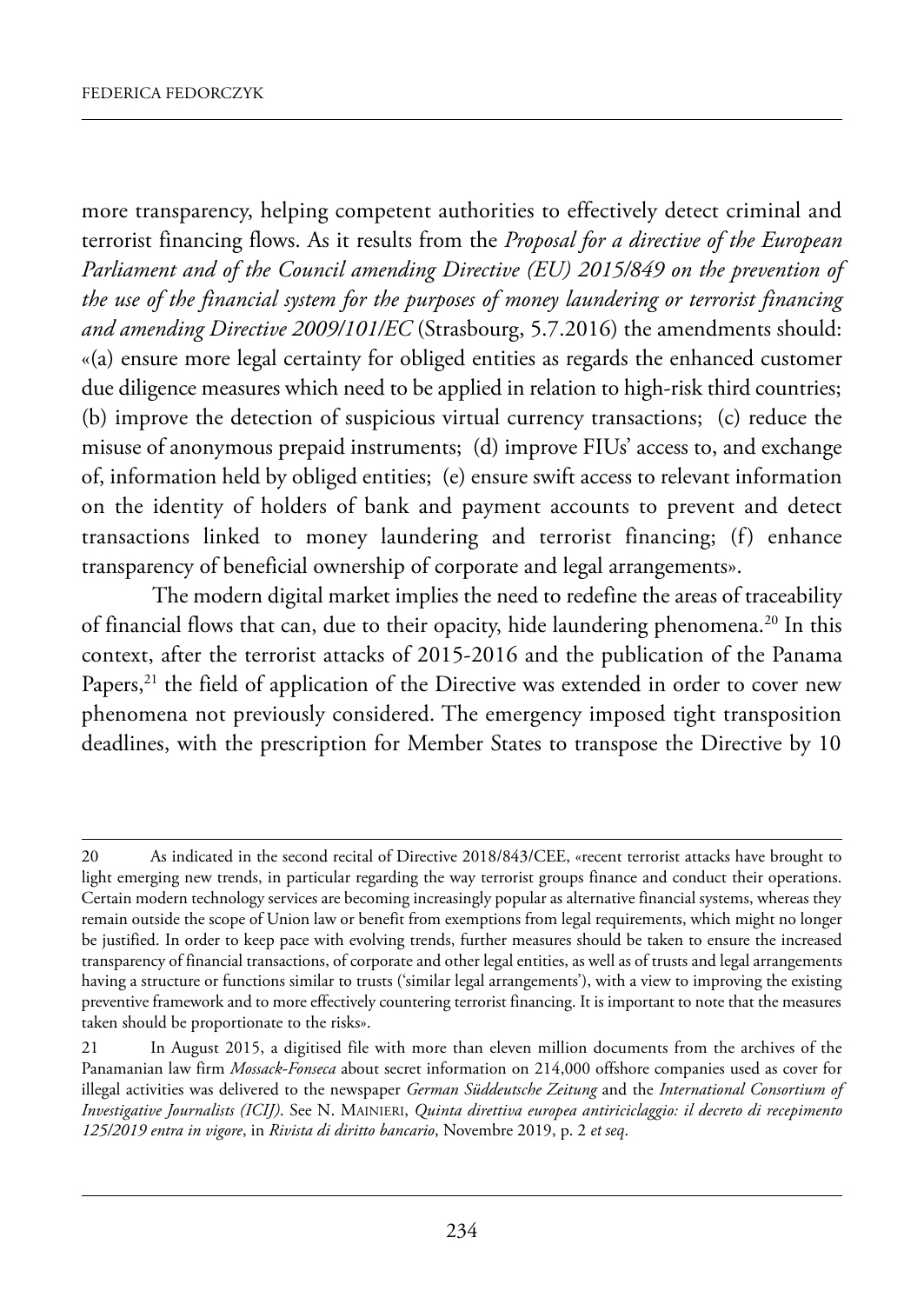more transparency, helping competent authorities to effectively detect criminal and terrorist financing flows. As it results from the *Proposal for a directive of the European Parliament and of the Council amending Directive (EU) 2015/849 on the prevention of the use of the financial system for the purposes of money laundering or terrorist financing and amending Directive 2009/101/EC* (Strasbourg, 5.7.2016) the amendments should: «(a) ensure more legal certainty for obliged entities as regards the enhanced customer due diligence measures which need to be applied in relation to high-risk third countries; (b) improve the detection of suspicious virtual currency transactions; (c) reduce the misuse of anonymous prepaid instruments; (d) improve FIUs' access to, and exchange of, information held by obliged entities; (e) ensure swift access to relevant information on the identity of holders of bank and payment accounts to prevent and detect transactions linked to money laundering and terrorist financing; (f) enhance transparency of beneficial ownership of corporate and legal arrangements».

The modern digital market implies the need to redefine the areas of traceability of financial flows that can, due to their opacity, hide laundering phenomena.[20] In this context, after the terrorist attacks of 2015-2016 and the publication of the Panama Papers,[21] the field of application of the Directive was extended in order to cover new phenomena not previously considered. The emergency imposed tight transposition deadlines, with the prescription for Member States to transpose the Directive by 10

---

20 As indicated in the second recital of Directive 2018/843/CEE, «recent terrorist attacks have brought to light emerging new trends, in particular regarding the way terrorist groups finance and conduct their operations. Certain modern technology services are becoming increasingly popular as alternative financial systems, whereas they remain outside the scope of Union law or benefit from exemptions from legal requirements, which might no longer be justified. In order to keep pace with evolving trends, further measures should be taken to ensure the increased transparency of financial transactions, of corporate and other legal entities, as well as of trusts and legal arrangements having a structure or functions similar to trusts ('similar legal arrangements'), with a view to improving the existing preventive framework and to more effectively countering terrorist financing. It is important to note that the measures taken should be proportionate to the risks».

21 In August 2015, a digitised file with more than eleven million documents from the archives of the Panamanian law firm *Mossack-Fonseca* about secret information on 214,000 offshore companies used as cover for illegal activities was delivered to the newspaper *German Süddeutsche Zeitung* and the *International Consortium of Investigative Journalists (ICIJ)*. See N. Mainieri, *Quinta direttiva europea antiriciclaggio: il decreto di recepimento 125/2019 entra in vigore*, in *Rivista di diritto bancario*, Novembre 2019, p. 2 *et seq*.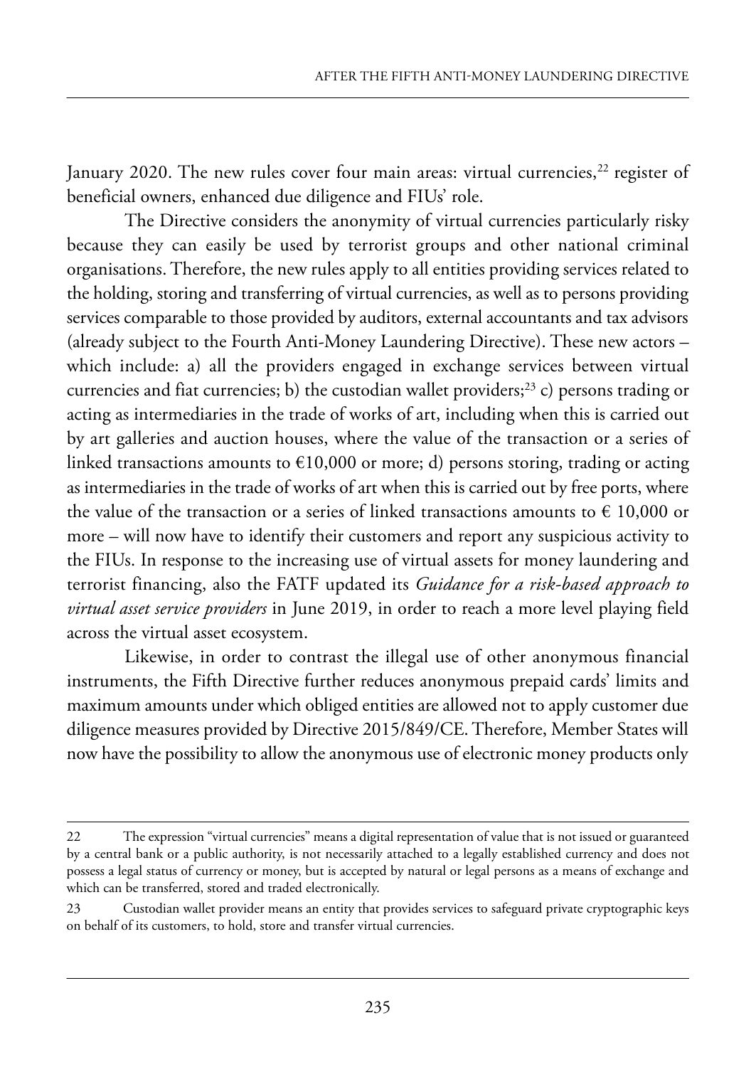January 2020. The new rules cover four main areas: virtual currencies,[22] register of beneficial owners, enhanced due diligence and FIUs' role.

The Directive considers the anonymity of virtual currencies particularly risky because they can easily be used by terrorist groups and other national criminal organisations. Therefore, the new rules apply to all entities providing services related to the holding, storing and transferring of virtual currencies, as well as to persons providing services comparable to those provided by auditors, external accountants and tax advisors (already subject to the Fourth Anti-Money Laundering Directive). These new actors – which include: a) all the providers engaged in exchange services between virtual currencies and fiat currencies; b) the custodian wallet providers;[23] c) persons trading or acting as intermediaries in the trade of works of art, including when this is carried out by art galleries and auction houses, where the value of the transaction or a series of linked transactions amounts to €10,000 or more; d) persons storing, trading or acting as intermediaries in the trade of works of art when this is carried out by free ports, where the value of the transaction or a series of linked transactions amounts to € 10,000 or more – will now have to identify their customers and report any suspicious activity to the FIUs. In response to the increasing use of virtual assets for money laundering and terrorist financing, also the FATF updated its *Guidance for a risk-based approach to virtual asset service providers* in June 2019, in order to reach a more level playing field across the virtual asset ecosystem.

Likewise, in order to contrast the illegal use of other anonymous financial instruments, the Fifth Directive further reduces anonymous prepaid cards' limits and maximum amounts under which obliged entities are allowed not to apply customer due diligence measures provided by Directive 2015/849/CE. Therefore, Member States will now have the possibility to allow the anonymous use of electronic money products only

---

22 The expression "virtual currencies" means a digital representation of value that is not issued or guaranteed by a central bank or a public authority, is not necessarily attached to a legally established currency and does not possess a legal status of currency or money, but is accepted by natural or legal persons as a means of exchange and which can be transferred, stored and traded electronically.

23 Custodian wallet provider means an entity that provides services to safeguard private cryptographic keys on behalf of its customers, to hold, store and transfer virtual currencies.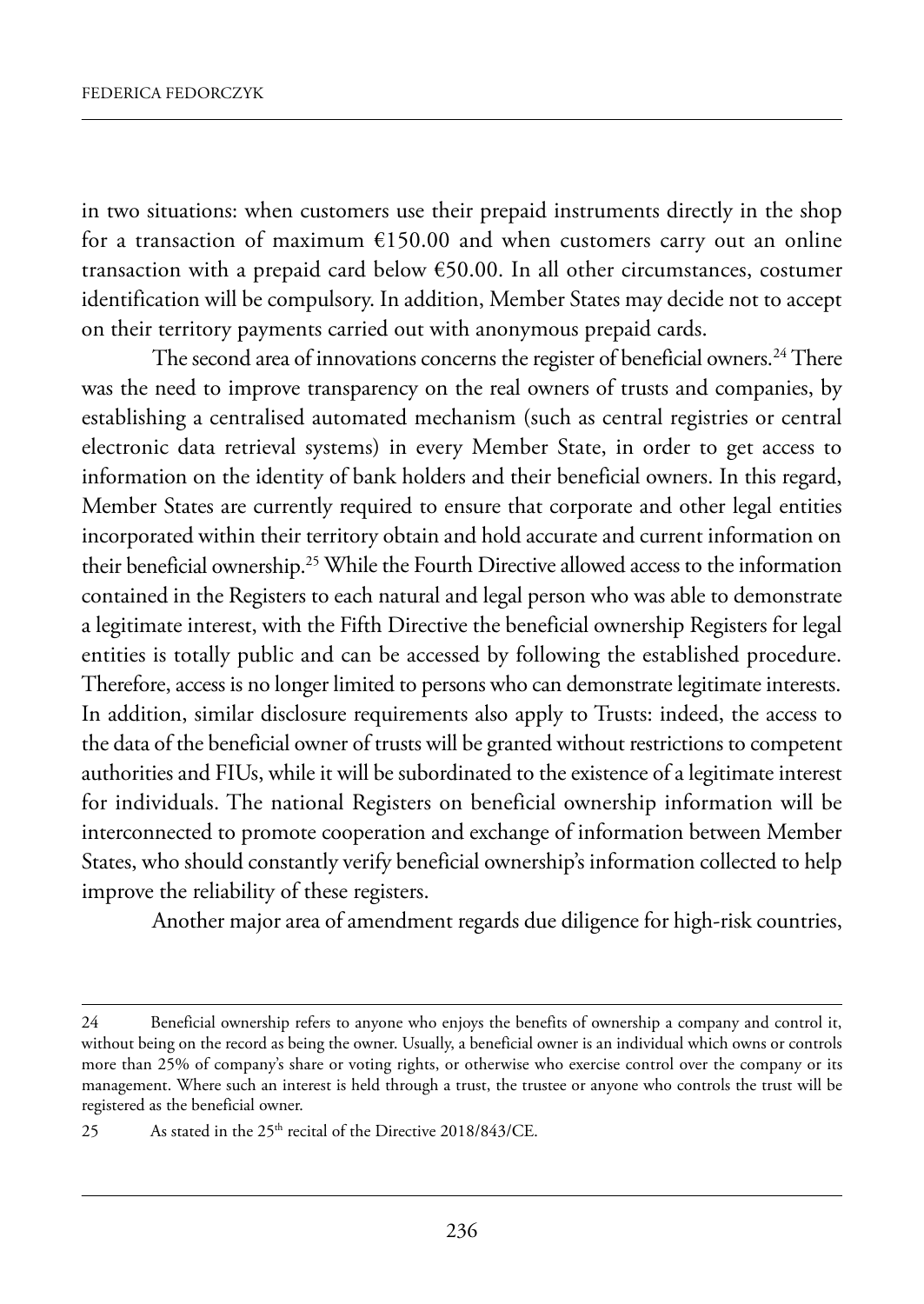in two situations: when customers use their prepaid instruments directly in the shop for a transaction of maximum €150.00 and when customers carry out an online transaction with a prepaid card below €50.00. In all other circumstances, costumer identification will be compulsory. In addition, Member States may decide not to accept on their territory payments carried out with anonymous prepaid cards.

The second area of innovations concerns the register of beneficial owners.[24] There was the need to improve transparency on the real owners of trusts and companies, by establishing a centralised automated mechanism (such as central registries or central electronic data retrieval systems) in every Member State, in order to get access to information on the identity of bank holders and their beneficial owners. In this regard, Member States are currently required to ensure that corporate and other legal entities incorporated within their territory obtain and hold accurate and current information on their beneficial ownership.[25] While the Fourth Directive allowed access to the information contained in the Registers to each natural and legal person who was able to demonstrate a legitimate interest, with the Fifth Directive the beneficial ownership Registers for legal entities is totally public and can be accessed by following the established procedure. Therefore, access is no longer limited to persons who can demonstrate legitimate interests. In addition, similar disclosure requirements also apply to Trusts: indeed, the access to the data of the beneficial owner of trusts will be granted without restrictions to competent authorities and FIUs, while it will be subordinated to the existence of a legitimate interest for individuals. The national Registers on beneficial ownership information will be interconnected to promote cooperation and exchange of information between Member States, who should constantly verify beneficial ownership's information collected to help improve the reliability of these registers.

Another major area of amendment regards due diligence for high-risk countries,

---

24 Beneficial ownership refers to anyone who enjoys the benefits of ownership a company and control it, without being on the record as being the owner. Usually, a beneficial owner is an individual which owns or controls more than 25% of company's share or voting rights, or otherwise who exercise control over the company or its management. Where such an interest is held through a trust, the trustee or anyone who controls the trust will be registered as the beneficial owner.

25 As stated in the 25th recital of the Directive 2018/843/CE.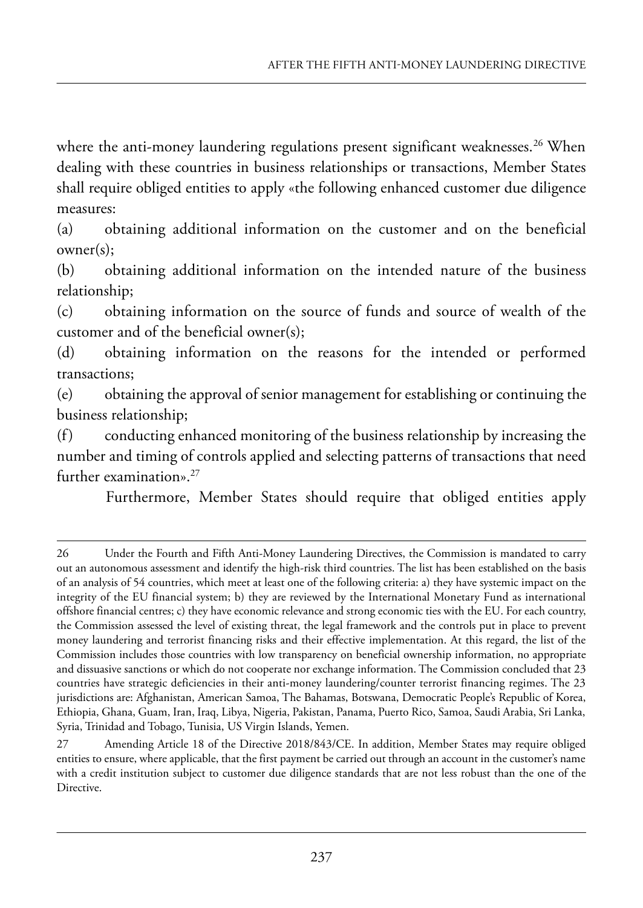where the anti-money laundering regulations present significant weaknesses.[26] When dealing with these countries in business relationships or transactions, Member States shall require obliged entities to apply «the following enhanced customer due diligence measures:

(a) obtaining additional information on the customer and on the beneficial owner(s);

(b) obtaining additional information on the intended nature of the business relationship;

(c) obtaining information on the source of funds and source of wealth of the customer and of the beneficial owner(s);

(d) obtaining information on the reasons for the intended or performed transactions;

(e) obtaining the approval of senior management for establishing or continuing the business relationship;

(f) conducting enhanced monitoring of the business relationship by increasing the number and timing of controls applied and selecting patterns of transactions that need further examination».[27]

Furthermore, Member States should require that obliged entities apply

---

26 Under the Fourth and Fifth Anti-Money Laundering Directives, the Commission is mandated to carry out an autonomous assessment and identify the high-risk third countries. The list has been established on the basis of an analysis of 54 countries, which meet at least one of the following criteria: a) they have systemic impact on the integrity of the EU financial system; b) they are reviewed by the International Monetary Fund as international offshore financial centres; c) they have economic relevance and strong economic ties with the EU. For each country, the Commission assessed the level of existing threat, the legal framework and the controls put in place to prevent money laundering and terrorist financing risks and their effective implementation. At this regard, the list of the Commission includes those countries with low transparency on beneficial ownership information, no appropriate and dissuasive sanctions or which do not cooperate nor exchange information. The Commission concluded that 23 countries have strategic deficiencies in their anti-money laundering/counter terrorist financing regimes. The 23 jurisdictions are: Afghanistan, American Samoa, The Bahamas, Botswana, Democratic People's Republic of Korea, Ethiopia, Ghana, Guam, Iran, Iraq, Libya, Nigeria, Pakistan, Panama, Puerto Rico, Samoa, Saudi Arabia, Sri Lanka, Syria, Trinidad and Tobago, Tunisia, US Virgin Islands, Yemen.

27 Amending Article 18 of the Directive 2018/843/CE. In addition, Member States may require obliged entities to ensure, where applicable, that the first payment be carried out through an account in the customer's name with a credit institution subject to customer due diligence standards that are not less robust than the one of the Directive.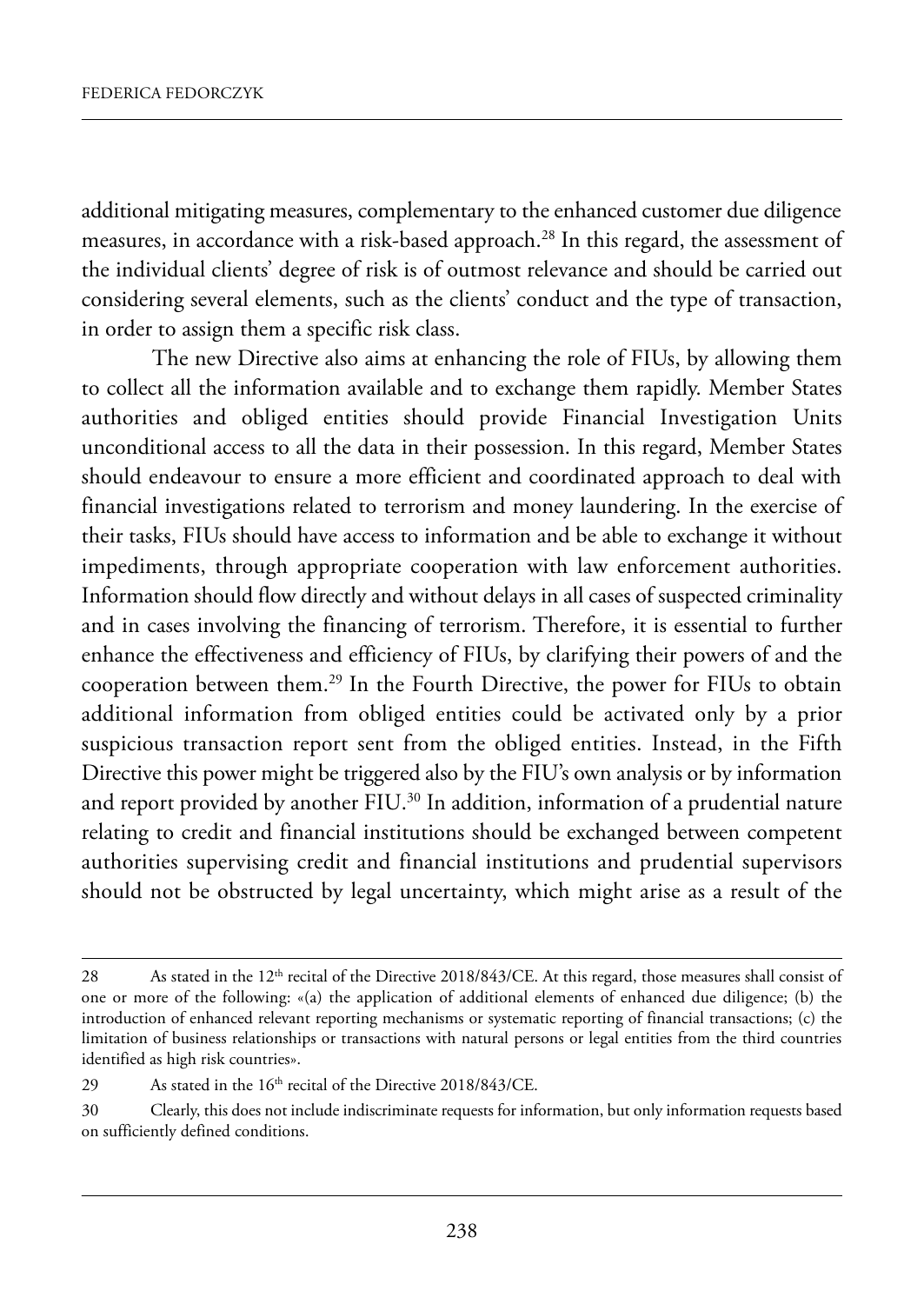additional mitigating measures, complementary to the enhanced customer due diligence measures, in accordance with a risk-based approach.[28] In this regard, the assessment of the individual clients' degree of risk is of outmost relevance and should be carried out considering several elements, such as the clients' conduct and the type of transaction, in order to assign them a specific risk class.

The new Directive also aims at enhancing the role of FIUs, by allowing them to collect all the information available and to exchange them rapidly. Member States authorities and obliged entities should provide Financial Investigation Units unconditional access to all the data in their possession. In this regard, Member States should endeavour to ensure a more efficient and coordinated approach to deal with financial investigations related to terrorism and money laundering. In the exercise of their tasks, FIUs should have access to information and be able to exchange it without impediments, through appropriate cooperation with law enforcement authorities. Information should flow directly and without delays in all cases of suspected criminality and in cases involving the financing of terrorism. Therefore, it is essential to further enhance the effectiveness and efficiency of FIUs, by clarifying their powers of and the cooperation between them.[29] In the Fourth Directive, the power for FIUs to obtain additional information from obliged entities could be activated only by a prior suspicious transaction report sent from the obliged entities. Instead, in the Fifth Directive this power might be triggered also by the FIU's own analysis or by information and report provided by another FIU.[30] In addition, information of a prudential nature relating to credit and financial institutions should be exchanged between competent authorities supervising credit and financial institutions and prudential supervisors should not be obstructed by legal uncertainty, which might arise as a result of the

---

28 As stated in the 12th recital of the Directive 2018/843/CE. At this regard, those measures shall consist of one or more of the following: «(a) the application of additional elements of enhanced due diligence; (b) the introduction of enhanced relevant reporting mechanisms or systematic reporting of financial transactions; (c) the limitation of business relationships or transactions with natural persons or legal entities from the third countries identified as high risk countries».

29 As stated in the 16th recital of the Directive 2018/843/CE.

30 Clearly, this does not include indiscriminate requests for information, but only information requests based on sufficiently defined conditions.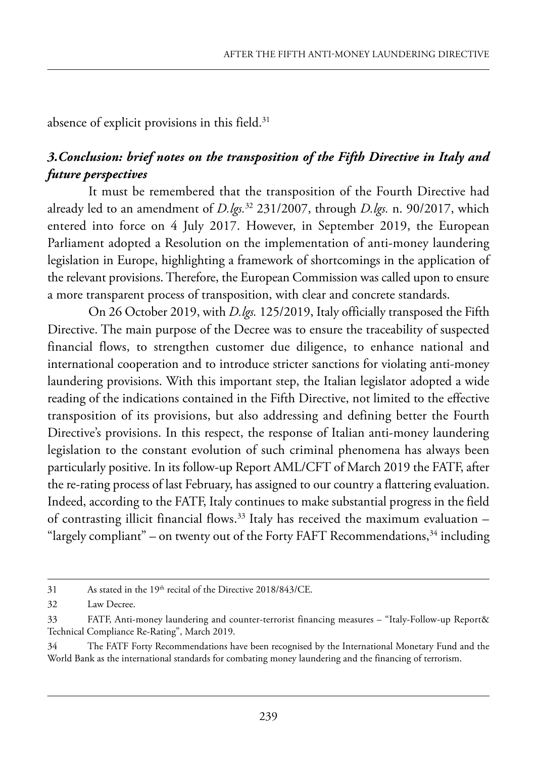absence of explicit provisions in this field.[31]

### *3. Conclusion: brief notes on the transposition of the Fifth Directive in Italy and future perspectives*

It must be remembered that the transposition of the Fourth Directive had already led to an amendment of *D.lgs.*[32] 231/2007, through *D.lgs.* n. 90/2017, which entered into force on 4 July 2017. However, in September 2019, the European Parliament adopted a Resolution on the implementation of anti-money laundering legislation in Europe, highlighting a framework of shortcomings in the application of the relevant provisions. Therefore, the European Commission was called upon to ensure a more transparent process of transposition, with clear and concrete standards.

On 26 October 2019, with *D.lgs.* 125/2019, Italy officially transposed the Fifth Directive. The main purpose of the Decree was to ensure the traceability of suspected financial flows, to strengthen customer due diligence, to enhance national and international cooperation and to introduce stricter sanctions for violating anti-money laundering provisions. With this important step, the Italian legislator adopted a wide reading of the indications contained in the Fifth Directive, not limited to the effective transposition of its provisions, but also addressing and defining better the Fourth Directive's provisions. In this respect, the response of Italian anti-money laundering legislation to the constant evolution of such criminal phenomena has always been particularly positive. In its follow-up Report AML/CFT of March 2019 the FATF, after the re-rating process of last February, has assigned to our country a flattering evaluation. Indeed, according to the FATF, Italy continues to make substantial progress in the field of contrasting illicit financial flows.[33] Italy has received the maximum evaluation – "largely compliant" – on twenty out of the Forty FAFT Recommendations,[34] including

---

31 As stated in the 19th recital of the Directive 2018/843/CE.

32 Law Decree.

33 FATF, Anti-money laundering and counter-terrorist financing measures – "Italy-Follow-up Report& Technical Compliance Re-Rating", March 2019.

34 The FATF Forty Recommendations have been recognised by the International Monetary Fund and the World Bank as the international standards for combating money laundering and the financing of terrorism.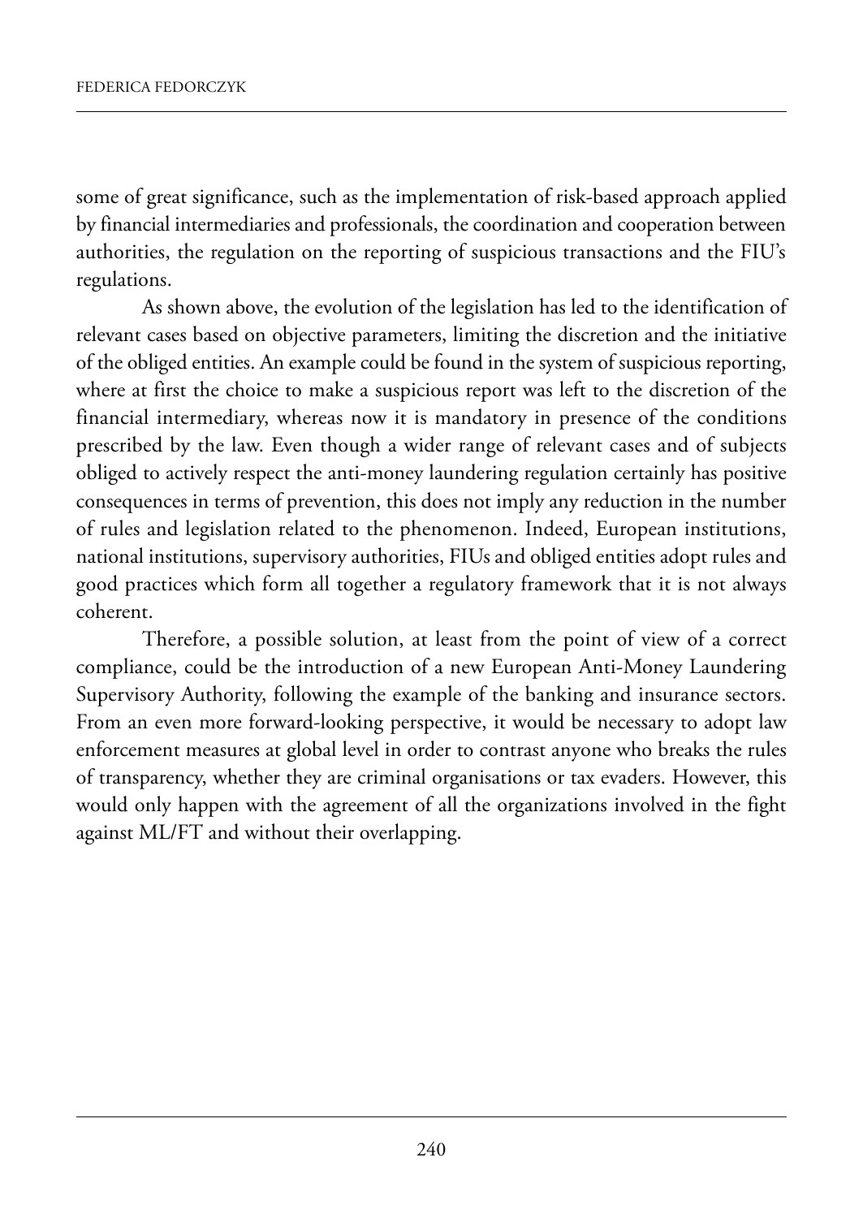some of great significance, such as the implementation of risk-based approach applied by financial intermediaries and professionals, the coordination and cooperation between authorities, the regulation on the reporting of suspicious transactions and the FIU's regulations.

As shown above, the evolution of the legislation has led to the identification of relevant cases based on objective parameters, limiting the discretion and the initiative of the obliged entities. An example could be found in the system of suspicious reporting, where at first the choice to make a suspicious report was left to the discretion of the financial intermediary, whereas now it is mandatory in presence of the conditions prescribed by the law. Even though a wider range of relevant cases and of subjects obliged to actively respect the anti-money laundering regulation certainly has positive consequences in terms of prevention, this does not imply any reduction in the number of rules and legislation related to the phenomenon. Indeed, European institutions, national institutions, supervisory authorities, FIUs and obliged entities adopt rules and good practices which form all together a regulatory framework that it is not always coherent.

Therefore, a possible solution, at least from the point of view of a correct compliance, could be the introduction of a new European Anti-Money Laundering Supervisory Authority, following the example of the banking and insurance sectors. From an even more forward-looking perspective, it would be necessary to adopt law enforcement measures at global level in order to contrast anyone who breaks the rules of transparency, whether they are criminal organisations or tax evaders. However, this would only happen with the agreement of all the organizations involved in the fight against ML/FT and without their overlapping.